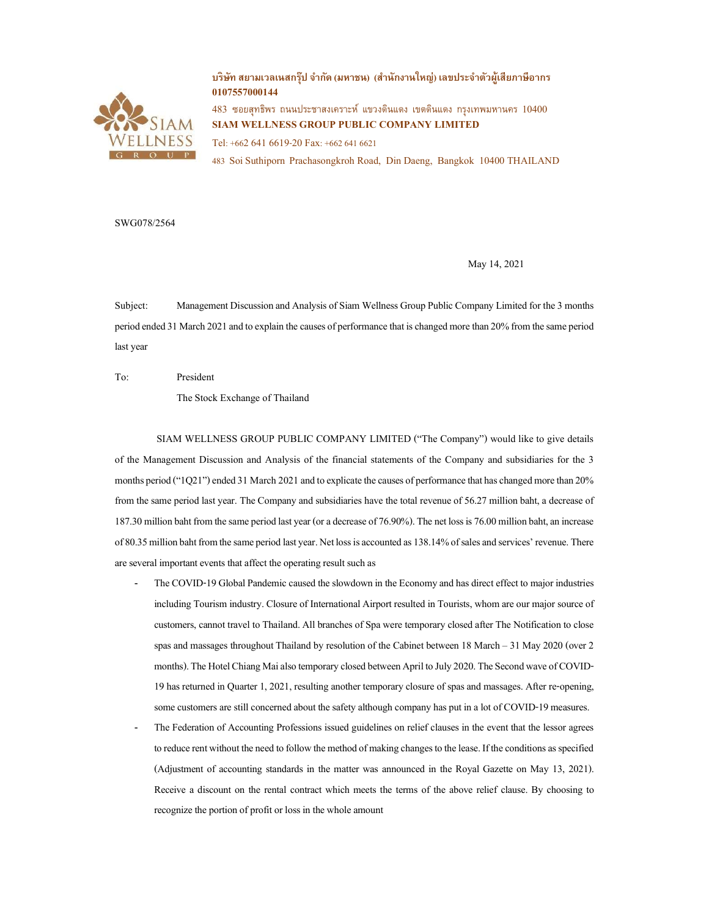**บริษัท สยามเวลเนสกรุ๊ป จำกัด (มหาชน) (สำนักงานใหญ่) เลขประจำตัวผู้เสียภาษีอากร 0107557000144**

483 ซอยสุทธิพร ถนนประชาสงเคราะห์ แขวงดินแดง เขตดินแดง กรุงเทพมหานคร 10400

**SIAM WELLNESS GROUP PUBLIC COMPANY LIMITED**

Tel: +662 641 6619-20 Fax: +662 641 6621

483 Soi Suthiporn Prachasongkroh Road, Din Daeng, Bangkok 10400 THAILAND

SWG078/2564

May 14, 2021

Subject: Management Discussion and Analysis of Siam Wellness Group Public Company Limited for the 3 months period ended 31 March 2021 and to explain the causes of performance that is changed more than 20% from the same period last year

To: President
The Stock Exchange of Thailand

SIAM WELLNESS GROUP PUBLIC COMPANY LIMITED ("The Company") would like to give details of the Management Discussion and Analysis of the financial statements of the Company and subsidiaries for the 3 months period ("1Q21") ended 31 March 2021 and to explicate the causes of performance that has changed more than 20% from the same period last year. The Company and subsidiaries have the total revenue of 56.27 million baht, a decrease of 187.30 million baht from the same period last year (or a decrease of 76.90%). The net loss is 76.00 million baht, an increase of 80.35 million baht from the same period last year. Net loss is accounted as 138.14% of sales and services' revenue. There are several important events that affect the operating result such as

- The COVID-19 Global Pandemic caused the slowdown in the Economy and has direct effect to major industries including Tourism industry. Closure of International Airport resulted in Tourists, whom are our major source of customers, cannot travel to Thailand. All branches of Spa were temporary closed after The Notification to close spas and massages throughout Thailand by resolution of the Cabinet between 18 March – 31 May 2020 (over 2 months). The Hotel Chiang Mai also temporary closed between April to July 2020. The Second wave of COVID-19 has returned in Quarter 1, 2021, resulting another temporary closure of spas and massages. After re-opening, some customers are still concerned about the safety although company has put in a lot of COVID-19 measures.
- The Federation of Accounting Professions issued guidelines on relief clauses in the event that the lessor agrees to reduce rent without the need to follow the method of making changes to the lease. If the conditions as specified (Adjustment of accounting standards in the matter was announced in the Royal Gazette on May 13, 2021). Receive a discount on the rental contract which meets the terms of the above relief clause. By choosing to recognize the portion of profit or loss in the whole amount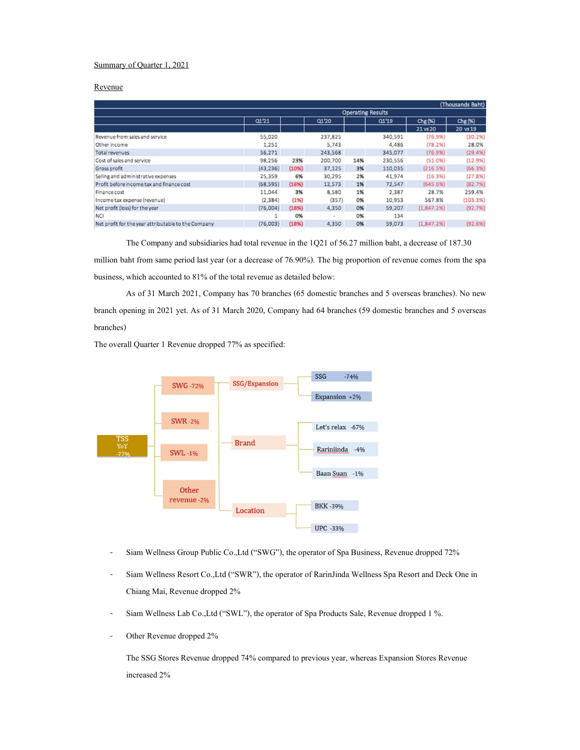Summary of Quarter 1, 2021

Revenue

| | Operating Results | | | | | | | (Thousands Baht) |
|---|---|---|---|---|---|---|---|---|
| | Q1'21 | | Q1'20 | | Q1'19 | | Chg (%) 21 vs 20 | Chg (%) 20 vs 19 |
| Revenue from sales and service | 55,020 | | 237,825 | | 340,591 | | (76.9%) | (30.2%) |
| Other income | 1,251 | | 5,743 | | 4,486 | | (78.2%) | 28.0% |
| Total revenues | 56,271 | | 243,568 | | 345,077 | | (76.9%) | (29.4%) |
| Cost of sales and service | 98,256 | 23% | 200,700 | 14% | 230,556 | | (51.0%) | (12.9%) |
| Gross profit | (43,236) | (10%) | 37,125 | 3% | 110,035 | | (216.5%) | (66.3%) |
| Selling and administrative expenses | 25,359 | 6% | 30,295 | 2% | 41,974 | | (16.3%) | (27.8%) |
| Profit before income tax and finance cost | (68,595) | (16%) | 12,573 | 1% | 72,547 | | (645.6%) | (82.7%) |
| Finance cost | 11,044 | 3% | 8,580 | 1% | 2,387 | | 28.7% | 259.4% |
| Income tax expense (revenue) | (2,384) | (1%) | (357) | 0% | 10,953 | | 567.8% | (103.3%) |
| Net profit (loss) for the year | (76,004) | (18%) | 4,350 | 0% | 59,207 | | (1,847.2%) | (92.7%) |
| NCI | 1 | 0% | - | 0% | 134 | | | |
| Net profit for the year attributable to the Company | (76,003) | (18%) | 4,350 | 0% | 59,073 | | (1,847.2%) | (92.6%) |

The Company and subsidiaries had total revenue in the 1Q21 of 56.27 million baht, a decrease of 187.30 million baht from same period last year (or a decrease of 76.90%). The big proportion of revenue comes from the spa business, which accounted to 81% of the total revenue as detailed below:

As of 31 March 2021, Company has 70 branches (65 domestic branches and 5 overseas branches). No new branch opening in 2021 yet. As of 31 March 2020, Company had 64 branches (59 domestic branches and 5 overseas branches)

The overall Quarter 1 Revenue dropped 77% as specified:

- TSS YoY -77%
  - SWG -72%
  - SWR -2%
  - SWL -1%
  - Other revenue -2%
- SSG/Expansion
  - SSG -74%
  - Expansion +2%
- Brand
  - Let's relax -67%
  - Rarinjinda -4%
  - Baan Suan -1%
- Location
  - BKK -39%
  - UPC -33%

- Siam Wellness Group Public Co.,Ltd ("SWG"), the operator of Spa Business, Revenue dropped 72%
- Siam Wellness Resort Co.,Ltd ("SWR"), the operator of RarinJinda Wellness Spa Resort and Deck One in Chiang Mai, Revenue dropped 2%
- Siam Wellness Lab Co.,Ltd ("SWL"), the operator of Spa Products Sale, Revenue dropped 1 %.
- Other Revenue dropped 2%

The SSG Stores Revenue dropped 74% compared to previous year, whereas Expansion Stores Revenue increased 2%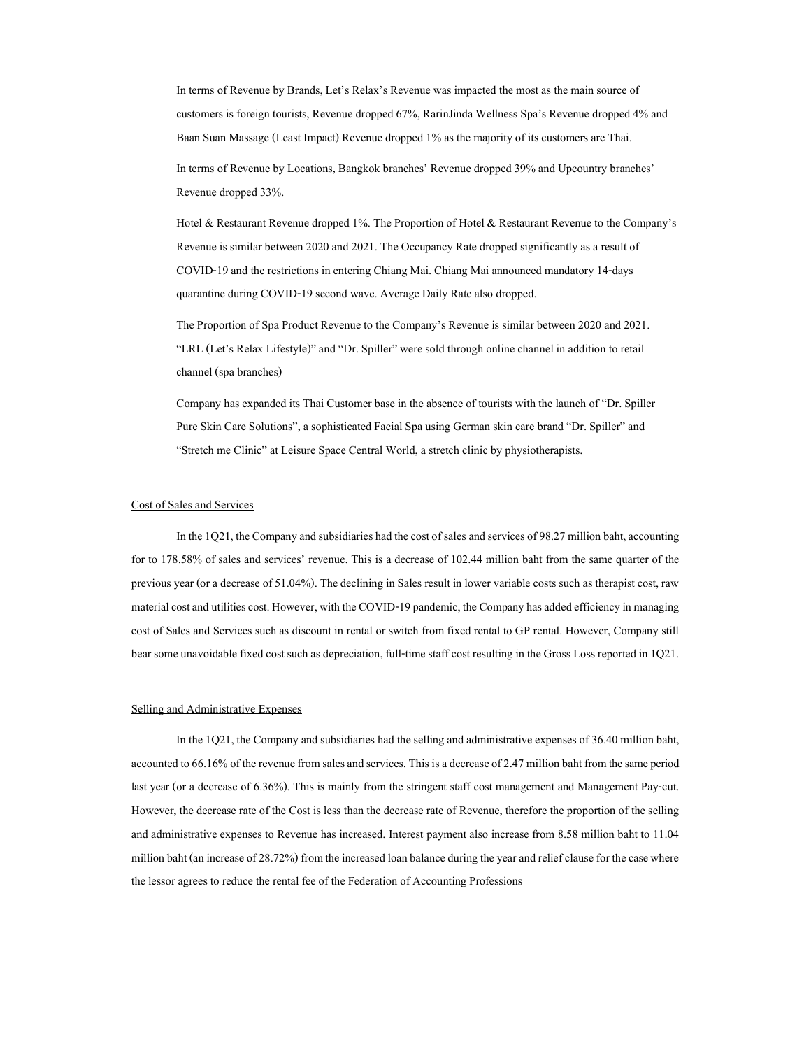In terms of Revenue by Brands, Let's Relax's Revenue was impacted the most as the main source of customers is foreign tourists, Revenue dropped 67%, RarinJinda Wellness Spa's Revenue dropped 4% and Baan Suan Massage (Least Impact) Revenue dropped 1% as the majority of its customers are Thai.

In terms of Revenue by Locations, Bangkok branches' Revenue dropped 39% and Upcountry branches' Revenue dropped 33%.

Hotel & Restaurant Revenue dropped 1%. The Proportion of Hotel & Restaurant Revenue to the Company's Revenue is similar between 2020 and 2021. The Occupancy Rate dropped significantly as a result of COVID-19 and the restrictions in entering Chiang Mai. Chiang Mai announced mandatory 14-days quarantine during COVID-19 second wave. Average Daily Rate also dropped.

The Proportion of Spa Product Revenue to the Company's Revenue is similar between 2020 and 2021. "LRL (Let's Relax Lifestyle)" and "Dr. Spiller" were sold through online channel in addition to retail channel (spa branches)

Company has expanded its Thai Customer base in the absence of tourists with the launch of "Dr. Spiller Pure Skin Care Solutions", a sophisticated Facial Spa using German skin care brand "Dr. Spiller" and "Stretch me Clinic" at Leisure Space Central World, a stretch clinic by physiotherapists.

## Cost of Sales and Services

In the 1Q21, the Company and subsidiaries had the cost of sales and services of 98.27 million baht, accounting for to 178.58% of sales and services' revenue. This is a decrease of 102.44 million baht from the same quarter of the previous year (or a decrease of 51.04%). The declining in Sales result in lower variable costs such as therapist cost, raw material cost and utilities cost. However, with the COVID-19 pandemic, the Company has added efficiency in managing cost of Sales and Services such as discount in rental or switch from fixed rental to GP rental. However, Company still bear some unavoidable fixed cost such as depreciation, full-time staff cost resulting in the Gross Loss reported in 1Q21.

## Selling and Administrative Expenses

In the 1Q21, the Company and subsidiaries had the selling and administrative expenses of 36.40 million baht, accounted to 66.16% of the revenue from sales and services. This is a decrease of 2.47 million baht from the same period last year (or a decrease of 6.36%). This is mainly from the stringent staff cost management and Management Pay-cut. However, the decrease rate of the Cost is less than the decrease rate of Revenue, therefore the proportion of the selling and administrative expenses to Revenue has increased. Interest payment also increase from 8.58 million baht to 11.04 million baht (an increase of 28.72%) from the increased loan balance during the year and relief clause for the case where the lessor agrees to reduce the rental fee of the Federation of Accounting Professions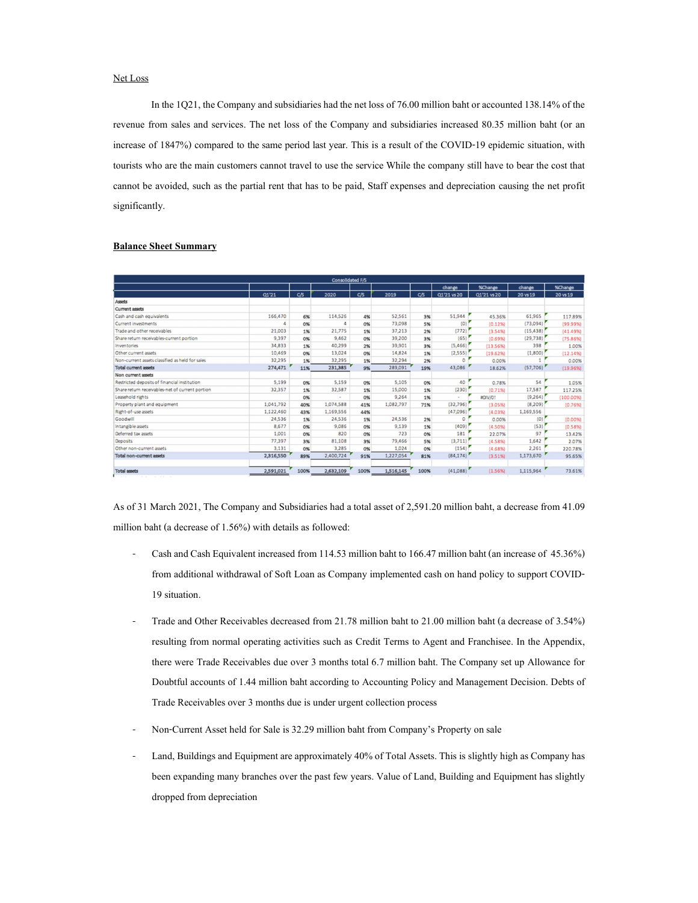Net Loss

In the 1Q21, the Company and subsidiaries had the net loss of 76.00 million baht or accounted 138.14% of the revenue from sales and services. The net loss of the Company and subsidiaries increased 80.35 million baht (or an increase of 1847%) compared to the same period last year. This is a result of the COVID-19 epidemic situation, with tourists who are the main customers cannot travel to use the service While the company still have to bear the cost that cannot be avoided, such as the partial rent that has to be paid, Staff expenses and depreciation causing the net profit significantly.

**Balance Sheet Summary**

| Consolidated F/S | | | | | | | | | | |
|---|---|---|---|---|---|---|---|---|---|---|
| | Q1'21 | C/S | 2020 | C/S | 2019 | C/S | change Q1'21 vs 20 | %Change Q1'21 vs 20 | change 20 vs 19 | %Change 20 vs 19 |
| **Assets** | | | | | | | | | | |
| **Current assets** | | | | | | | | | | |
| Cash and cash equivalents | 166,470 | 6% | 114,526 | 4% | 52,561 | 3% | 51,944 | 45.36% | 61,965 | 117.89% |
| Current investments | 4 | 0% | 4 | 0% | 73,098 | 5% | (0) | (0.12%) | (73,094) | (99.99%) |
| Trade and other receivables | 21,003 | 1% | 21,775 | 1% | 37,213 | 2% | (772) | (3.54%) | (15,438) | (41.49%) |
| Share return receivables-current portion | 9,397 | 0% | 9,462 | 0% | 39,200 | 3% | (65) | (0.69%) | (29,738) | (75.86%) |
| Inventories | 34,833 | 1% | 40,299 | 2% | 39,901 | 3% | (5,466) | (13.56%) | 398 | 1.00% |
| Other current assets | 10,469 | 0% | 13,024 | 0% | 14,824 | 1% | (2,555) | (19.62%) | (1,800) | (12.14%) |
| Non-current assets classified as held for sales | 32,295 | 1% | 32,295 | 1% | 32,294 | 2% | 0 | 0.00% | 1 | 0.00% |
| **Total current assets** | 274,471 | 11% | 231,385 | 9% | 289,091 | 19% | 43,086 | 18.62% | (57,706) | (19.96%) |
| **Non current assets** | | | | | | | | | | |
| Restricted deposits of financial institution | 5,199 | 0% | 5,159 | 0% | 5,105 | 0% | 40 | 0.78% | 54 | 1.05% |
| Share return receivables-net of current portion | 32,357 | 1% | 32,587 | 1% | 15,000 | 1% | (230) | (0.71%) | 17,587 | 117.25% |
| Leasehold rights | | 0% | - | 0% | 9,264 | 1% | - | #DIV/0! | (9,264) | (100.00%) |
| Property plant and equipment | 1,041,792 | 40% | 1,074,588 | 41% | 1,082,797 | 71% | (32,796) | (3.05%) | (8,209) | (0.76%) |
| Right-of-use assets | 1,122,460 | 43% | 1,169,556 | 44% | | | (47,096) | (4.03%) | 1,169,556 | |
| Goodwill | 24,536 | 1% | 24,536 | 1% | 24,536 | 2% | 0 | 0.00% | (0) | (0.00%) |
| Intangible assets | 8,677 | 0% | 9,086 | 0% | 9,139 | 1% | (409) | (4.50%) | (53) | (0.58%) |
| Deferred tax assets | 1,001 | 0% | 820 | 0% | 723 | 0% | 181 | 22.07% | 97 | 13.42% |
| Deposits | 77,397 | 3% | 81,108 | 3% | 79,466 | 5% | (3,711) | (4.58%) | 1,642 | 2.07% |
| Other non-current assets | 3,131 | 0% | 3,285 | 0% | 1,024 | 0% | (154) | (4.68%) | 2,261 | 220.78% |
| **Total non-current assets** | 2,316,550 | 89% | 2,400,724 | 91% | 1,227,054 | 81% | (84,174) | (3.51%) | 1,173,670 | 95.65% |
| **Total assets** | 2,591,021 | 100% | 2,632,109 | 100% | 1,516,145 | 100% | (41,088) | (1.56%) | 1,115,964 | 73.61% |

As of 31 March 2021, The Company and Subsidiaries had a total asset of 2,591.20 million baht, a decrease from 41.09 million baht (a decrease of 1.56%) with details as followed:

- Cash and Cash Equivalent increased from 114.53 million baht to 166.47 million baht (an increase of 45.36%) from additional withdrawal of Soft Loan as Company implemented cash on hand policy to support COVID-19 situation.
- Trade and Other Receivables decreased from 21.78 million baht to 21.00 million baht (a decrease of 3.54%) resulting from normal operating activities such as Credit Terms to Agent and Franchisee. In the Appendix, there were Trade Receivables due over 3 months total 6.7 million baht. The Company set up Allowance for Doubtful accounts of 1.44 million baht according to Accounting Policy and Management Decision. Debts of Trade Receivables over 3 months due is under urgent collection process
- Non-Current Asset held for Sale is 32.29 million baht from Company's Property on sale
- Land, Buildings and Equipment are approximately 40% of Total Assets. This is slightly high as Company has been expanding many branches over the past few years. Value of Land, Building and Equipment has slightly dropped from depreciation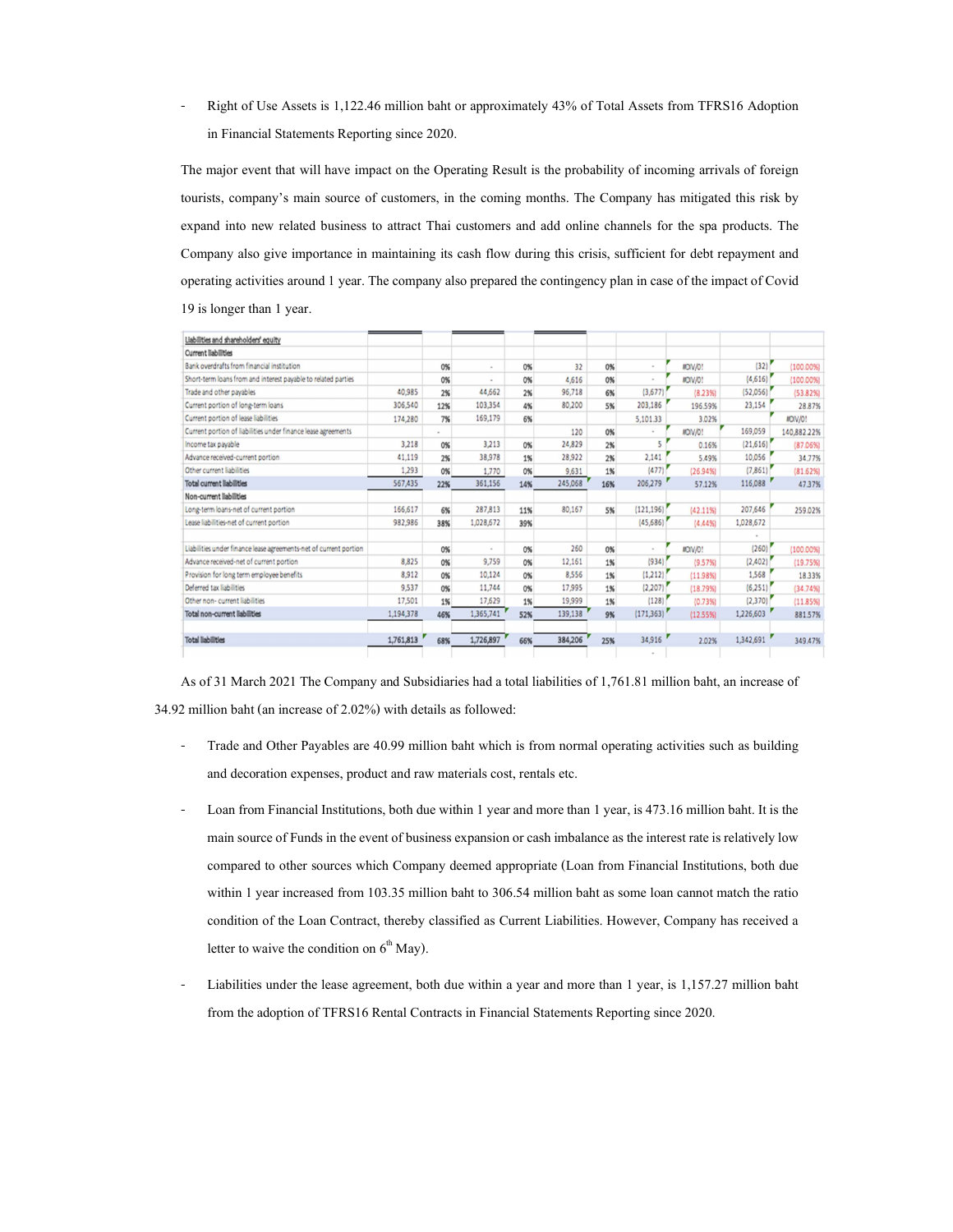- Right of Use Assets is 1,122.46 million baht or approximately 43% of Total Assets from TFRS16 Adoption in Financial Statements Reporting since 2020.

The major event that will have impact on the Operating Result is the probability of incoming arrivals of foreign tourists, company's main source of customers, in the coming months. The Company has mitigated this risk by expand into new related business to attract Thai customers and add online channels for the spa products. The Company also give importance in maintaining its cash flow during this crisis, sufficient for debt repayment and operating activities around 1 year. The company also prepared the contingency plan in case of the impact of Covid 19 is longer than 1 year.

| Liabilities and shareholders' equity | | | | | | | | | | |
|---|---|---|---|---|---|---|---|---|---|---|
| **Current liabilities** | | | | | | | | | | |
| Bank overdrafts from financial institution | | 0% | - | 0% | 32 | 0% | - | #DIV/0! | (32) | (100.00%) |
| Short-term loans from and interest payable to related parties | | 0% | - | 0% | 4,616 | 0% | - | #DIV/0! | (4,616) | (100.00%) |
| Trade and other payables | 40,985 | 2% | 44,662 | 2% | 96,718 | 6% | (3,677) | (8.23%) | (52,056) | (53.82%) |
| Current portion of long-term loans | 306,540 | 12% | 103,354 | 4% | 80,200 | 5% | 203,186 | 196.59% | 23,154 | 28.87% |
| Current portion of lease liabilities | 174,280 | 7% | 169,179 | 6% | | | 5,101.33 | 3.02% | | #DIV/0! |
| Current portion of liabilities under finance lease agreements | | - | | | 120 | 0% | - | #DIV/0! | 169,059 | 140,882.22% |
| Income tax payable | 3,218 | 0% | 3,213 | 0% | 24,829 | 2% | 5 | 0.16% | (21,616) | (87.06%) |
| Advance received-current portion | 41,119 | 2% | 38,978 | 1% | 28,922 | 2% | 2,141 | 5.49% | 10,056 | 34.77% |
| Other current liabilities | 1,293 | 0% | 1,770 | 0% | 9,631 | 1% | (477) | (26.94%) | (7,861) | (81.62%) |
| **Total current liabilities** | 567,435 | 22% | 361,156 | 14% | 245,068 | 16% | 206,279 | 57.12% | 116,088 | 47.37% |
| **Non-current liabilities** | | | | | | | | | | |
| Long-term loans-net of current portion | 166,617 | 6% | 287,813 | 11% | 80,167 | 5% | (121,196) | (42.11%) | 207,646 | 259.02% |
| Lease liabilities-net of current portion | 982,986 | 38% | 1,028,672 | 39% | | | (45,686) | (4.44%) | 1,028,672 | |
| Liabilities under finance lease agreements-net of current portion | | 0% | - | 0% | 260 | 0% | - | #DIV/0! | (260) | (100.00%) |
| Advance received-net of current portion | 8,825 | 0% | 9,759 | 0% | 12,161 | 1% | (934) | (9.57%) | (2,402) | (19.75%) |
| Provision for long term employee benefits | 8,912 | 0% | 10,124 | 0% | 8,556 | 1% | (1,212) | (11.98%) | 1,568 | 18.33% |
| Deferred tax liabilities | 9,537 | 0% | 11,744 | 0% | 17,995 | 1% | (2,207) | (18.79%) | (6,251) | (34.74%) |
| Other non- current liabilities | 17,501 | 1% | 17,629 | 1% | 19,999 | 1% | (128) | (0.73%) | (2,370) | (11.85%) |
| **Total non-current liabilities** | 1,194,378 | 46% | 1,365,741 | 52% | 139,138 | 9% | (171,363) | (12.55%) | 1,226,603 | 881.57% |
| **Total liabilities** | 1,761,813 | 68% | 1,726,897 | 66% | 384,206 | 25% | 34,916 | 2.02% | 1,342,691 | 349.47% |

As of 31 March 2021 The Company and Subsidiaries had a total liabilities of 1,761.81 million baht, an increase of 34.92 million baht (an increase of 2.02%) with details as followed:

- Trade and Other Payables are 40.99 million baht which is from normal operating activities such as building and decoration expenses, product and raw materials cost, rentals etc.
- Loan from Financial Institutions, both due within 1 year and more than 1 year, is 473.16 million baht. It is the main source of Funds in the event of business expansion or cash imbalance as the interest rate is relatively low compared to other sources which Company deemed appropriate (Loan from Financial Institutions, both due within 1 year increased from 103.35 million baht to 306.54 million baht as some loan cannot match the ratio condition of the Loan Contract, thereby classified as Current Liabilities. However, Company has received a letter to waive the condition on 6th May).
- Liabilities under the lease agreement, both due within a year and more than 1 year, is 1,157.27 million baht from the adoption of TFRS16 Rental Contracts in Financial Statements Reporting since 2020.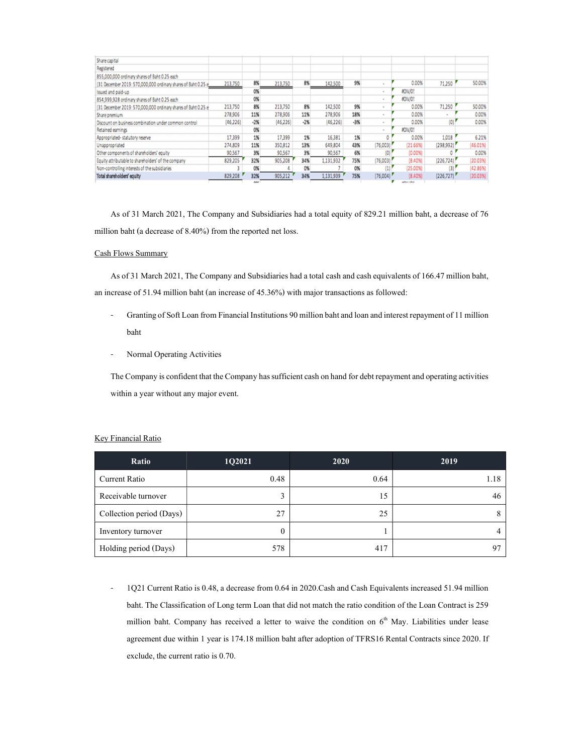| | | | | | | | | | | |
|---|---|---|---|---|---|---|---|---|---|---|
| Share capital | | | | | | | | | | |
| Registered | | | | | | | | | | |
| 855,000,000 ordinary shares of Baht 0.25 each | | | | | | | | | | |
| (31 December 2019: 570,000,000 ordinary shares of Baht 0.25 e | 213,750 | 8% | 213,750 | 8% | 142,500 | 9% | - | 0.00% | 71,250 | 50.00% |
| Issued and paid-up | | 0% | | | | | - | #DIV/0! | | |
| 854,999,928 ordinary shares of Baht 0.25 each | | 0% | | | | | - | #DIV/0! | | |
| (31 December 2019: 570,000,000 ordinary shares of Baht 0.25 e | 213,750 | 8% | 213,750 | 8% | 142,500 | 9% | - | 0.00% | 71,250 | 50.00% |
| Share premium | 278,906 | 11% | 278,906 | 11% | 278,906 | 18% | - | 0.00% | - | 0.00% |
| Discount on business combination under common control | (46,226) | -2% | (46,226) | -2% | (46,226) | -3% | - | 0.00% | (0) | 0.00% |
| Retained earnings | | 0% | | | | | - | #DIV/0! | | |
| Appropriated- statutory reserve | 17,399 | 1% | 17,399 | 1% | 16,381 | 1% | 0 | 0.00% | 1,018 | 6.21% |
| Unappropriated | 274,809 | 11% | 350,812 | 13% | 649,804 | 43% | (76,003) | (21.66%) | (298,992) | (46.01%) |
| Other components of shareholders' equity | 90,567 | 3% | 90,567 | 3% | 90,567 | 6% | (0) | (0.00%) | 0 | 0.00% |
| Equity attributable to shareholders' of the company | 829,205 | 32% | 905,208 | 34% | 1,131,932 | 75% | (76,003) | (8.40%) | (226,724) | (20.03%) |
| Non-controlling interests of the subsidiaries | 3 | 0% | 4 | 0% | 7 | 0% | (1) | (25.00%) | (3) | (42.86%) |
| **Total shareholders' equity** | 829,208 | 32% | 905,212 | 34% | 1,131,939 | 75% | (76,004) | (8.40%) | (226,727) | (20.03%) |

As of 31 March 2021, The Company and Subsidiaries had a total equity of 829.21 million baht, a decrease of 76 million baht (a decrease of 8.40%) from the reported net loss.

Cash Flows Summary

As of 31 March 2021, The Company and Subsidiaries had a total cash and cash equivalents of 166.47 million baht, an increase of 51.94 million baht (an increase of 45.36%) with major transactions as followed:

- Granting of Soft Loan from Financial Institutions 90 million baht and loan and interest repayment of 11 million baht
- Normal Operating Activities

The Company is confident that the Company has sufficient cash on hand for debt repayment and operating activities within a year without any major event.

Key Financial Ratio

| Ratio | 1Q2021 | 2020 | 2019 |
|---|---|---|---|
| Current Ratio | 0.48 | 0.64 | 1.18 |
| Receivable turnover | 3 | 15 | 46 |
| Collection period (Days) | 27 | 25 | 8 |
| Inventory turnover | 0 | 1 | 4 |
| Holding period (Days) | 578 | 417 | 97 |

- 1Q21 Current Ratio is 0.48, a decrease from 0.64 in 2020.Cash and Cash Equivalents increased 51.94 million baht. The Classification of Long term Loan that did not match the ratio condition of the Loan Contract is 259 million baht. Company has received a letter to waive the condition on 6th May. Liabilities under lease agreement due within 1 year is 174.18 million baht after adoption of TFRS16 Rental Contracts since 2020. If exclude, the current ratio is 0.70.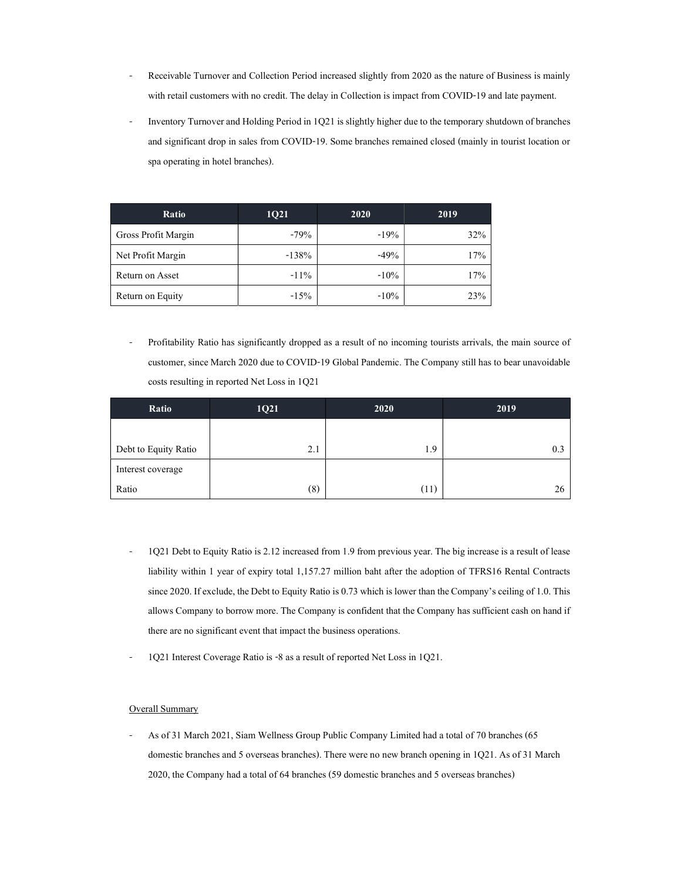- Receivable Turnover and Collection Period increased slightly from 2020 as the nature of Business is mainly with retail customers with no credit. The delay in Collection is impact from COVID-19 and late payment.

- Inventory Turnover and Holding Period in 1Q21 is slightly higher due to the temporary shutdown of branches and significant drop in sales from COVID-19. Some branches remained closed (mainly in tourist location or spa operating in hotel branches).

| Ratio | 1Q21 | 2020 | 2019 |
|---|---|---|---|
| Gross Profit Margin | -79% | -19% | 32% |
| Net Profit Margin | -138% | -49% | 17% |
| Return on Asset | -11% | -10% | 17% |
| Return on Equity | -15% | -10% | 23% |

- Profitability Ratio has significantly dropped as a result of no incoming tourists arrivals, the main source of customer, since March 2020 due to COVID-19 Global Pandemic. The Company still has to bear unavoidable costs resulting in reported Net Loss in 1Q21

| Ratio | 1Q21 | 2020 | 2019 |
|---|---|---|---|
| Debt to Equity Ratio | 2.1 | 1.9 | 0.3 |
| Interest coverage Ratio | (8) | (11) | 26 |

- 1Q21 Debt to Equity Ratio is 2.12 increased from 1.9 from previous year. The big increase is a result of lease liability within 1 year of expiry total 1,157.27 million baht after the adoption of TFRS16 Rental Contracts since 2020. If exclude, the Debt to Equity Ratio is 0.73 which is lower than the Company's ceiling of 1.0. This allows Company to borrow more. The Company is confident that the Company has sufficient cash on hand if there are no significant event that impact the business operations.

- 1Q21 Interest Coverage Ratio is -8 as a result of reported Net Loss in 1Q21.

Overall Summary

- As of 31 March 2021, Siam Wellness Group Public Company Limited had a total of 70 branches (65 domestic branches and 5 overseas branches). There were no new branch opening in 1Q21. As of 31 March 2020, the Company had a total of 64 branches (59 domestic branches and 5 overseas branches)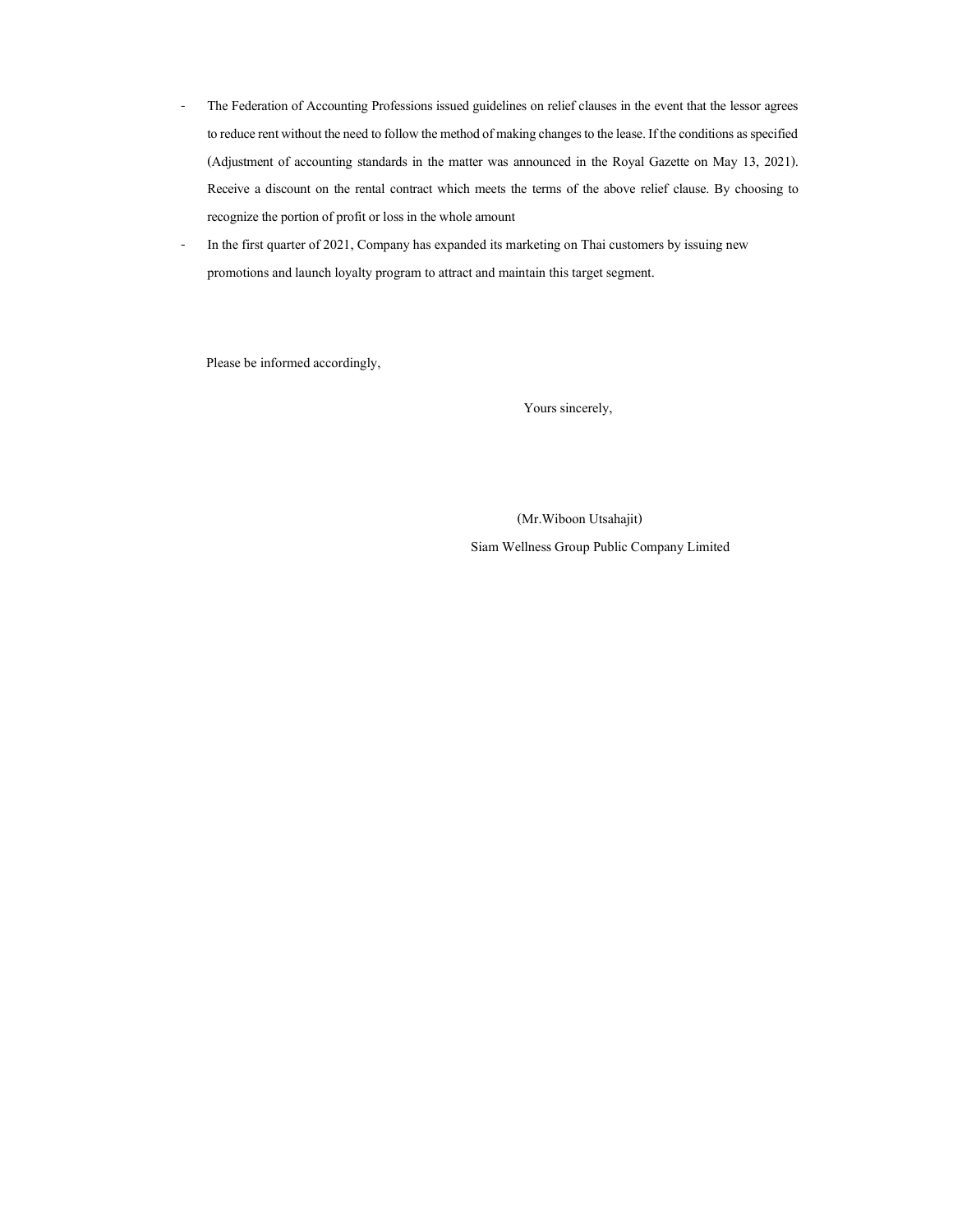- The Federation of Accounting Professions issued guidelines on relief clauses in the event that the lessor agrees to reduce rent without the need to follow the method of making changes to the lease. If the conditions as specified (Adjustment of accounting standards in the matter was announced in the Royal Gazette on May 13, 2021). Receive a discount on the rental contract which meets the terms of the above relief clause. By choosing to recognize the portion of profit or loss in the whole amount
- In the first quarter of 2021, Company has expanded its marketing on Thai customers by issuing new promotions and launch loyalty program to attract and maintain this target segment.

Please be informed accordingly,

Yours sincerely,

(Mr.Wiboon Utsahajit)

Siam Wellness Group Public Company Limited